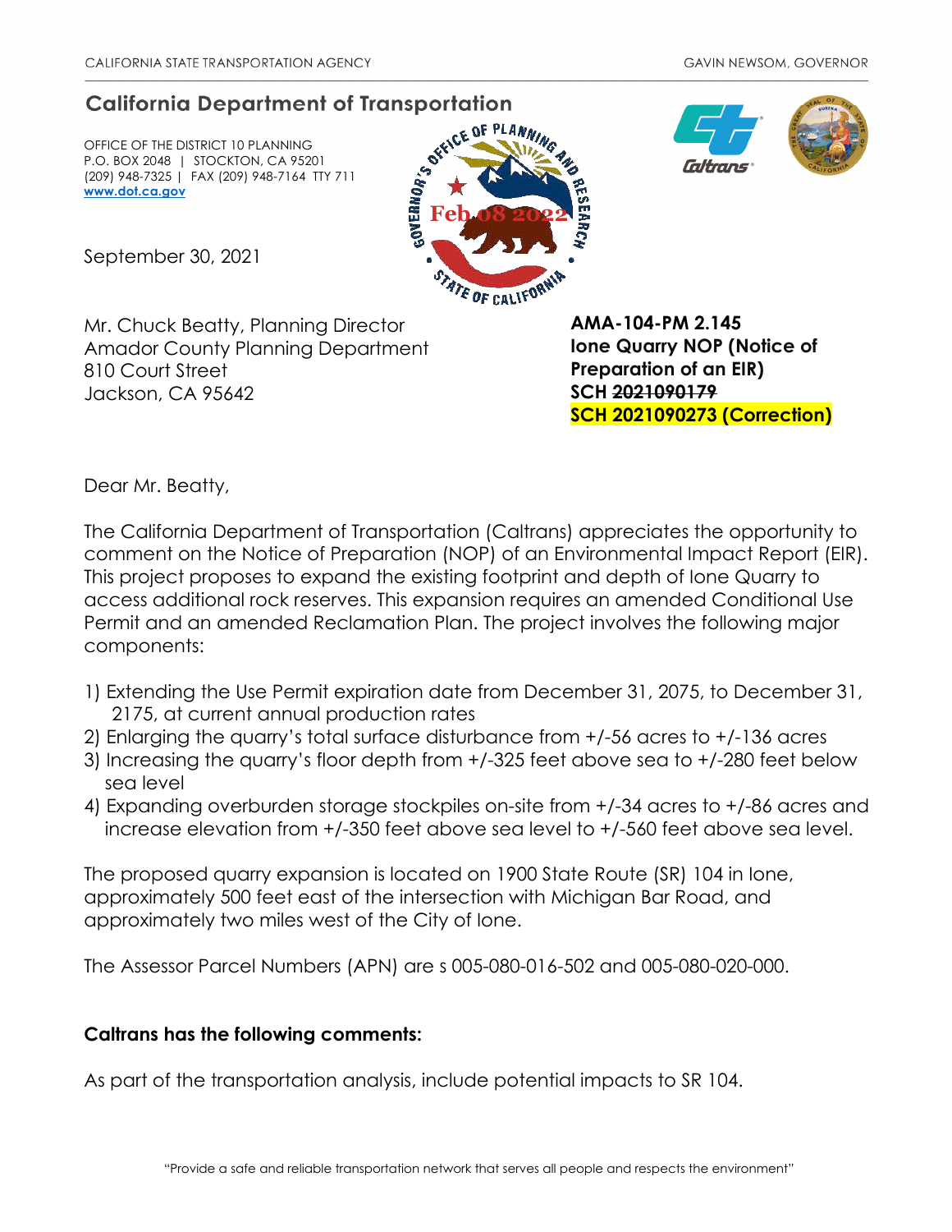CALIFORNIA STATE TRANSPORTATION AGENCY GAVIN NEWSOM, GOVERNOR

## California Department of Transportation

OFFICE OF THE DISTRICT 10 PLANNING
P.O. BOX 2048 | STOCKTON, CA 95201
(209) 948-7325 | FAX (209) 948-7164 TTY 711
**www.dot.ca.gov**

GOVERNOR'S OFFICE OF PLANNING AND RESEARCH
Feb 08 2022
STATE OF CALIFORNIA

September 30, 2021

Mr. Chuck Beatty, Planning Director
Amador County Planning Department
810 Court Street
Jackson, CA 95642

**AMA-104-PM 2.145**
**Ione Quarry NOP (Notice of Preparation of an EIR)**
**SCH ~~2021090179~~**
**SCH 2021090273 (Correction)**

Dear Mr. Beatty,

The California Department of Transportation (Caltrans) appreciates the opportunity to comment on the Notice of Preparation (NOP) of an Environmental Impact Report (EIR). This project proposes to expand the existing footprint and depth of Ione Quarry to access additional rock reserves. This expansion requires an amended Conditional Use Permit and an amended Reclamation Plan. The project involves the following major components:

1) Extending the Use Permit expiration date from December 31, 2075, to December 31, 2175, at current annual production rates
2) Enlarging the quarry's total surface disturbance from +/-56 acres to +/-136 acres
3) Increasing the quarry's floor depth from +/-325 feet above sea to +/-280 feet below sea level
4) Expanding overburden storage stockpiles on-site from +/-34 acres to +/-86 acres and increase elevation from +/-350 feet above sea level to +/-560 feet above sea level.

The proposed quarry expansion is located on 1900 State Route (SR) 104 in Ione, approximately 500 feet east of the intersection with Michigan Bar Road, and approximately two miles west of the City of Ione.

The Assessor Parcel Numbers (APN) are s 005-080-016-502 and 005-080-020-000.

**Caltrans has the following comments:**

As part of the transportation analysis, include potential impacts to SR 104.

"Provide a safe and reliable transportation network that serves all people and respects the environment"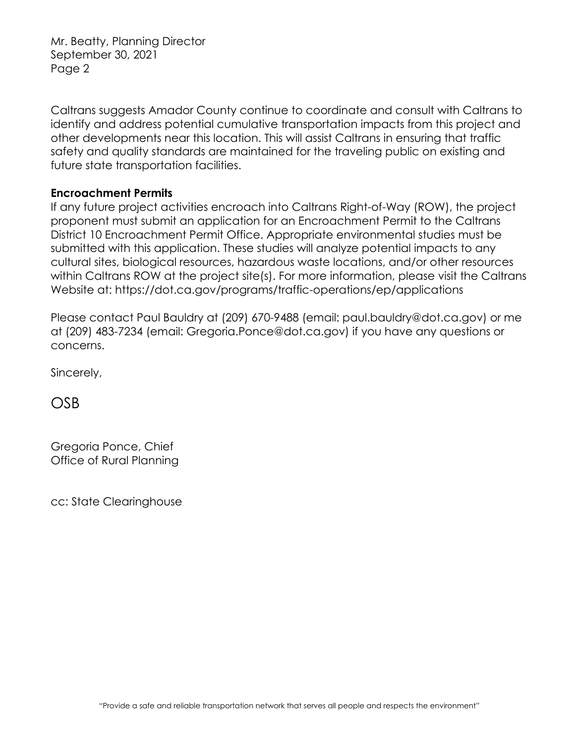Caltrans suggests Amador County continue to coordinate and consult with Caltrans to identify and address potential cumulative transportation impacts from this project and other developments near this location. This will assist Caltrans in ensuring that traffic safety and quality standards are maintained for the traveling public on existing and future state transportation facilities.

**Encroachment Permits**

If any future project activities encroach into Caltrans Right-of-Way (ROW), the project proponent must submit an application for an Encroachment Permit to the Caltrans District 10 Encroachment Permit Office. Appropriate environmental studies must be submitted with this application. These studies will analyze potential impacts to any cultural sites, biological resources, hazardous waste locations, and/or other resources within Caltrans ROW at the project site(s). For more information, please visit the Caltrans Website at: https://dot.ca.gov/programs/traffic-operations/ep/applications

Please contact Paul Bauldry at (209) 670-9488 (email: paul.bauldry@dot.ca.gov) or me at (209) 483-7234 (email: Gregoria.Ponce@dot.ca.gov) if you have any questions or concerns.

Sincerely,

OSB

Gregoria Ponce, Chief
Office of Rural Planning

cc: State Clearinghouse

"Provide a safe and reliable transportation network that serves all people and respects the environment"